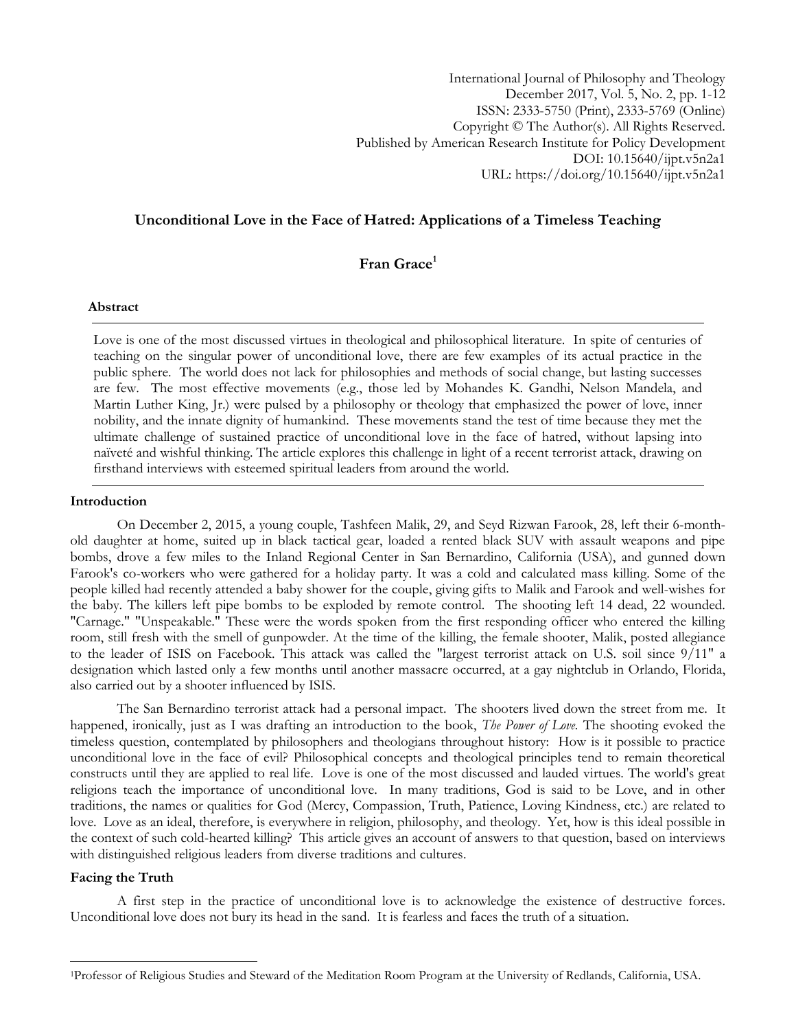International Journal of Philosophy and Theology
December 2017, Vol. 5, No. 2, pp. 1-12
ISSN: 2333-5750 (Print), 2333-5769 (Online)
Copyright © The Author(s). All Rights Reserved.
Published by American Research Institute for Policy Development
DOI: 10.15640/ijpt.v5n2a1
URL: https://doi.org/10.15640/ijpt.v5n2a1

# Unconditional Love in the Face of Hatred: Applications of a Timeless Teaching

**Fran Grace[1]**

## Abstract

Love is one of the most discussed virtues in theological and philosophical literature. In spite of centuries of teaching on the singular power of unconditional love, there are few examples of its actual practice in the public sphere. The world does not lack for philosophies and methods of social change, but lasting successes are few. The most effective movements (e.g., those led by Mohandes K. Gandhi, Nelson Mandela, and Martin Luther King, Jr.) were pulsed by a philosophy or theology that emphasized the power of love, inner nobility, and the innate dignity of humankind. These movements stand the test of time because they met the ultimate challenge of sustained practice of unconditional love in the face of hatred, without lapsing into naïveté and wishful thinking. The article explores this challenge in light of a recent terrorist attack, drawing on firsthand interviews with esteemed spiritual leaders from around the world.

## Introduction

On December 2, 2015, a young couple, Tashfeen Malik, 29, and Seyd Rizwan Farook, 28, left their 6-month-old daughter at home, suited up in black tactical gear, loaded a rented black SUV with assault weapons and pipe bombs, drove a few miles to the Inland Regional Center in San Bernardino, California (USA), and gunned down Farook's co-workers who were gathered for a holiday party. It was a cold and calculated mass killing. Some of the people killed had recently attended a baby shower for the couple, giving gifts to Malik and Farook and well-wishes for the baby. The killers left pipe bombs to be exploded by remote control. The shooting left 14 dead, 22 wounded. "Carnage." "Unspeakable." These were the words spoken from the first responding officer who entered the killing room, still fresh with the smell of gunpowder. At the time of the killing, the female shooter, Malik, posted allegiance to the leader of ISIS on Facebook. This attack was called the "largest terrorist attack on U.S. soil since 9/11" a designation which lasted only a few months until another massacre occurred, at a gay nightclub in Orlando, Florida, also carried out by a shooter influenced by ISIS.

The San Bernardino terrorist attack had a personal impact. The shooters lived down the street from me. It happened, ironically, just as I was drafting an introduction to the book, *The Power of Love*. The shooting evoked the timeless question, contemplated by philosophers and theologians throughout history: How is it possible to practice unconditional love in the face of evil? Philosophical concepts and theological principles tend to remain theoretical constructs until they are applied to real life. Love is one of the most discussed and lauded virtues. The world's great religions teach the importance of unconditional love. In many traditions, God is said to be Love, and in other traditions, the names or qualities for God (Mercy, Compassion, Truth, Patience, Loving Kindness, etc.) are related to love. Love as an ideal, therefore, is everywhere in religion, philosophy, and theology. Yet, how is this ideal possible in the context of such cold-hearted killing? This article gives an account of answers to that question, based on interviews with distinguished religious leaders from diverse traditions and cultures.

## Facing the Truth

A first step in the practice of unconditional love is to acknowledge the existence of destructive forces. Unconditional love does not bury its head in the sand. It is fearless and faces the truth of a situation.

---

[1]Professor of Religious Studies and Steward of the Meditation Room Program at the University of Redlands, California, USA.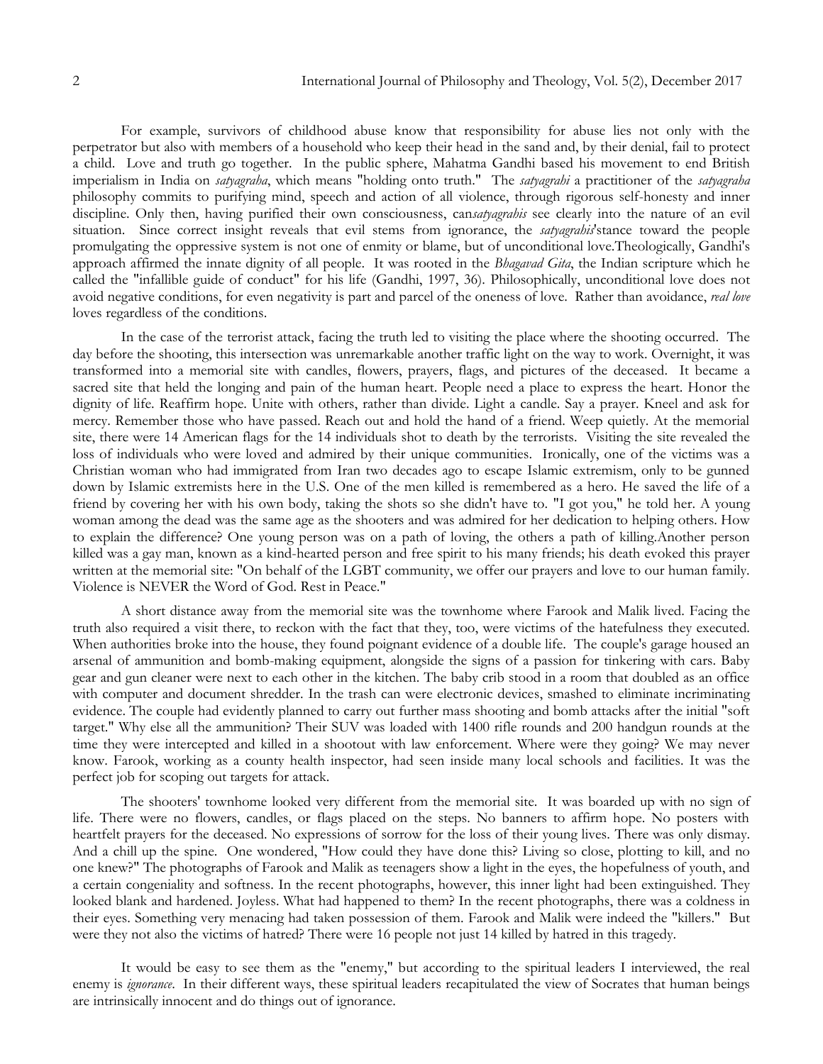For example, survivors of childhood abuse know that responsibility for abuse lies not only with the perpetrator but also with members of a household who keep their head in the sand and, by their denial, fail to protect a child. Love and truth go together. In the public sphere, Mahatma Gandhi based his movement to end British imperialism in India on *satyagraha*, which means "holding onto truth." The *satyagrahi* a practitioner of the *satyagraha* philosophy commits to purifying mind, speech and action of all violence, through rigorous self-honesty and inner discipline. Only then, having purified their own consciousness, can*satyagrahis* see clearly into the nature of an evil situation. Since correct insight reveals that evil stems from ignorance, the *satyagrahis*'stance toward the people promulgating the oppressive system is not one of enmity or blame, but of unconditional love.Theologically, Gandhi's approach affirmed the innate dignity of all people. It was rooted in the *Bhagavad Gita*, the Indian scripture which he called the "infallible guide of conduct" for his life (Gandhi, 1997, 36). Philosophically, unconditional love does not avoid negative conditions, for even negativity is part and parcel of the oneness of love. Rather than avoidance, *real love* loves regardless of the conditions.

In the case of the terrorist attack, facing the truth led to visiting the place where the shooting occurred. The day before the shooting, this intersection was unremarkable another traffic light on the way to work. Overnight, it was transformed into a memorial site with candles, flowers, prayers, flags, and pictures of the deceased. It became a sacred site that held the longing and pain of the human heart. People need a place to express the heart. Honor the dignity of life. Reaffirm hope. Unite with others, rather than divide. Light a candle. Say a prayer. Kneel and ask for mercy. Remember those who have passed. Reach out and hold the hand of a friend. Weep quietly. At the memorial site, there were 14 American flags for the 14 individuals shot to death by the terrorists. Visiting the site revealed the loss of individuals who were loved and admired by their unique communities. Ironically, one of the victims was a Christian woman who had immigrated from Iran two decades ago to escape Islamic extremism, only to be gunned down by Islamic extremists here in the U.S. One of the men killed is remembered as a hero. He saved the life of a friend by covering her with his own body, taking the shots so she didn't have to. "I got you," he told her. A young woman among the dead was the same age as the shooters and was admired for her dedication to helping others. How to explain the difference? One young person was on a path of loving, the others a path of killing.Another person killed was a gay man, known as a kind-hearted person and free spirit to his many friends; his death evoked this prayer written at the memorial site: "On behalf of the LGBT community, we offer our prayers and love to our human family. Violence is NEVER the Word of God. Rest in Peace."

A short distance away from the memorial site was the townhome where Farook and Malik lived. Facing the truth also required a visit there, to reckon with the fact that they, too, were victims of the hatefulness they executed. When authorities broke into the house, they found poignant evidence of a double life. The couple's garage housed an arsenal of ammunition and bomb-making equipment, alongside the signs of a passion for tinkering with cars. Baby gear and gun cleaner were next to each other in the kitchen. The baby crib stood in a room that doubled as an office with computer and document shredder. In the trash can were electronic devices, smashed to eliminate incriminating evidence. The couple had evidently planned to carry out further mass shooting and bomb attacks after the initial "soft target." Why else all the ammunition? Their SUV was loaded with 1400 rifle rounds and 200 handgun rounds at the time they were intercepted and killed in a shootout with law enforcement. Where were they going? We may never know. Farook, working as a county health inspector, had seen inside many local schools and facilities. It was the perfect job for scoping out targets for attack.

The shooters' townhome looked very different from the memorial site. It was boarded up with no sign of life. There were no flowers, candles, or flags placed on the steps. No banners to affirm hope. No posters with heartfelt prayers for the deceased. No expressions of sorrow for the loss of their young lives. There was only dismay. And a chill up the spine. One wondered, "How could they have done this? Living so close, plotting to kill, and no one knew?" The photographs of Farook and Malik as teenagers show a light in the eyes, the hopefulness of youth, and a certain congeniality and softness. In the recent photographs, however, this inner light had been extinguished. They looked blank and hardened. Joyless. What had happened to them? In the recent photographs, there was a coldness in their eyes. Something very menacing had taken possession of them. Farook and Malik were indeed the "killers." But were they not also the victims of hatred? There were 16 people not just 14 killed by hatred in this tragedy.

It would be easy to see them as the "enemy," but according to the spiritual leaders I interviewed, the real enemy is *ignorance*. In their different ways, these spiritual leaders recapitulated the view of Socrates that human beings are intrinsically innocent and do things out of ignorance.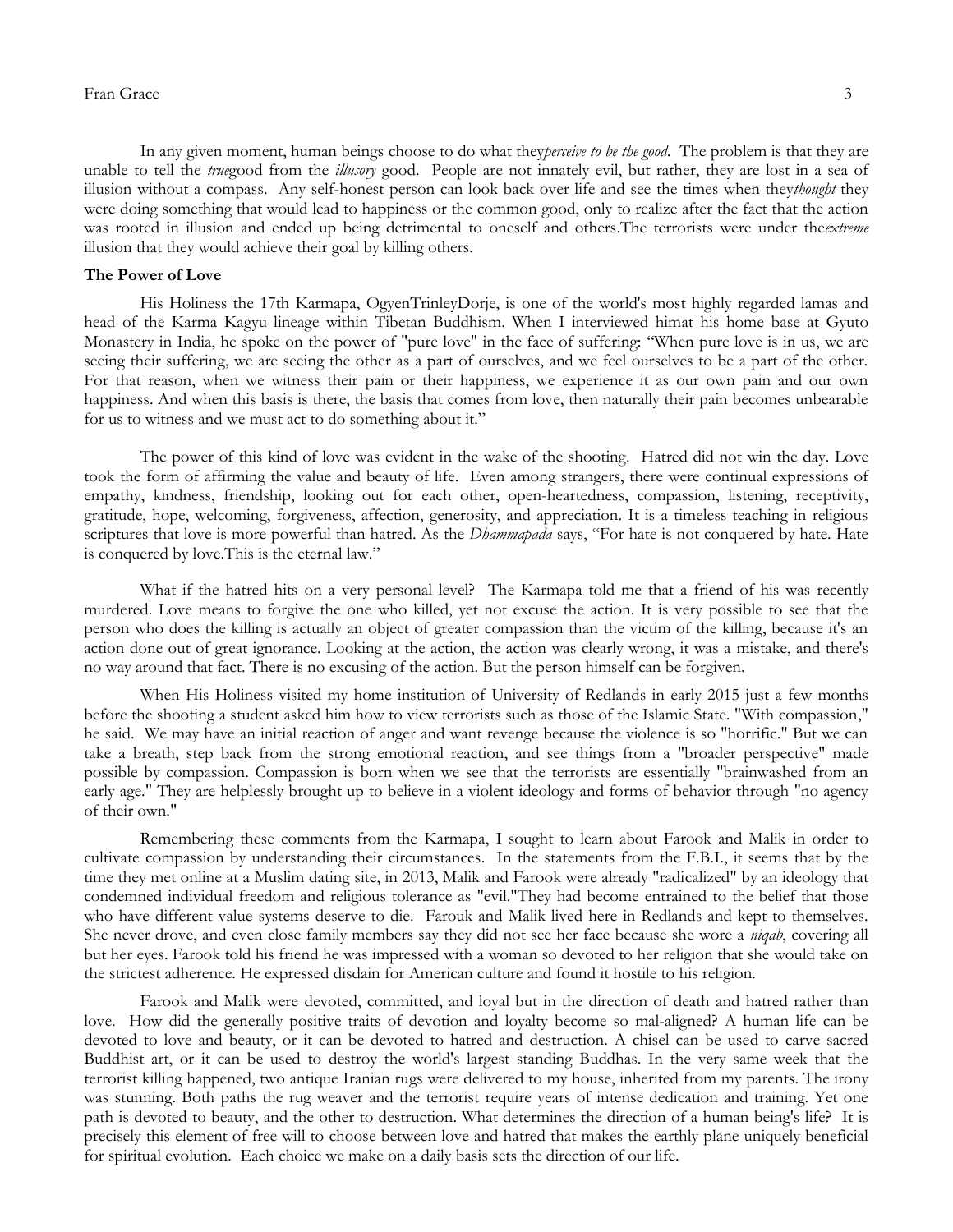In any given moment, human beings choose to do what they *perceive to be the good*. The problem is that they are unable to tell the *true* good from the *illusory* good. People are not innately evil, but rather, they are lost in a sea of illusion without a compass. Any self-honest person can look back over life and see the times when they *thought* they were doing something that would lead to happiness or the common good, only to realize after the fact that the action was rooted in illusion and ended up being detrimental to oneself and others.The terrorists were under the *extreme* illusion that they would achieve their goal by killing others.

**The Power of Love**

His Holiness the 17th Karmapa, OgyenTrinleyDorje, is one of the world's most highly regarded lamas and head of the Karma Kagyu lineage within Tibetan Buddhism. When I interviewed himat his home base at Gyuto Monastery in India, he spoke on the power of "pure love" in the face of suffering: "When pure love is in us, we are seeing their suffering, we are seeing the other as a part of ourselves, and we feel ourselves to be a part of the other. For that reason, when we witness their pain or their happiness, we experience it as our own pain and our own happiness. And when this basis is there, the basis that comes from love, then naturally their pain becomes unbearable for us to witness and we must act to do something about it."

The power of this kind of love was evident in the wake of the shooting. Hatred did not win the day. Love took the form of affirming the value and beauty of life. Even among strangers, there were continual expressions of empathy, kindness, friendship, looking out for each other, open-heartedness, compassion, listening, receptivity, gratitude, hope, welcoming, forgiveness, affection, generosity, and appreciation. It is a timeless teaching in religious scriptures that love is more powerful than hatred. As the *Dhammapada* says, "For hate is not conquered by hate. Hate is conquered by love.This is the eternal law."

What if the hatred hits on a very personal level? The Karmapa told me that a friend of his was recently murdered. Love means to forgive the one who killed, yet not excuse the action. It is very possible to see that the person who does the killing is actually an object of greater compassion than the victim of the killing, because it's an action done out of great ignorance. Looking at the action, the action was clearly wrong, it was a mistake, and there's no way around that fact. There is no excusing of the action. But the person himself can be forgiven.

When His Holiness visited my home institution of University of Redlands in early 2015 just a few months before the shooting a student asked him how to view terrorists such as those of the Islamic State. "With compassion," he said. We may have an initial reaction of anger and want revenge because the violence is so "horrific." But we can take a breath, step back from the strong emotional reaction, and see things from a "broader perspective" made possible by compassion. Compassion is born when we see that the terrorists are essentially "brainwashed from an early age." They are helplessly brought up to believe in a violent ideology and forms of behavior through "no agency of their own."

Remembering these comments from the Karmapa, I sought to learn about Farook and Malik in order to cultivate compassion by understanding their circumstances. In the statements from the F.B.I., it seems that by the time they met online at a Muslim dating site, in 2013, Malik and Farook were already "radicalized" by an ideology that condemned individual freedom and religious tolerance as "evil."They had become entrained to the belief that those who have different value systems deserve to die. Farouk and Malik lived here in Redlands and kept to themselves. She never drove, and even close family members say they did not see her face because she wore a *niqab*, covering all but her eyes. Farook told his friend he was impressed with a woman so devoted to her religion that she would take on the strictest adherence. He expressed disdain for American culture and found it hostile to his religion.

Farook and Malik were devoted, committed, and loyal but in the direction of death and hatred rather than love. How did the generally positive traits of devotion and loyalty become so mal-aligned? A human life can be devoted to love and beauty, or it can be devoted to hatred and destruction. A chisel can be used to carve sacred Buddhist art, or it can be used to destroy the world's largest standing Buddhas. In the very same week that the terrorist killing happened, two antique Iranian rugs were delivered to my house, inherited from my parents. The irony was stunning. Both paths the rug weaver and the terrorist require years of intense dedication and training. Yet one path is devoted to beauty, and the other to destruction. What determines the direction of a human being's life? It is precisely this element of free will to choose between love and hatred that makes the earthly plane uniquely beneficial for spiritual evolution. Each choice we make on a daily basis sets the direction of our life.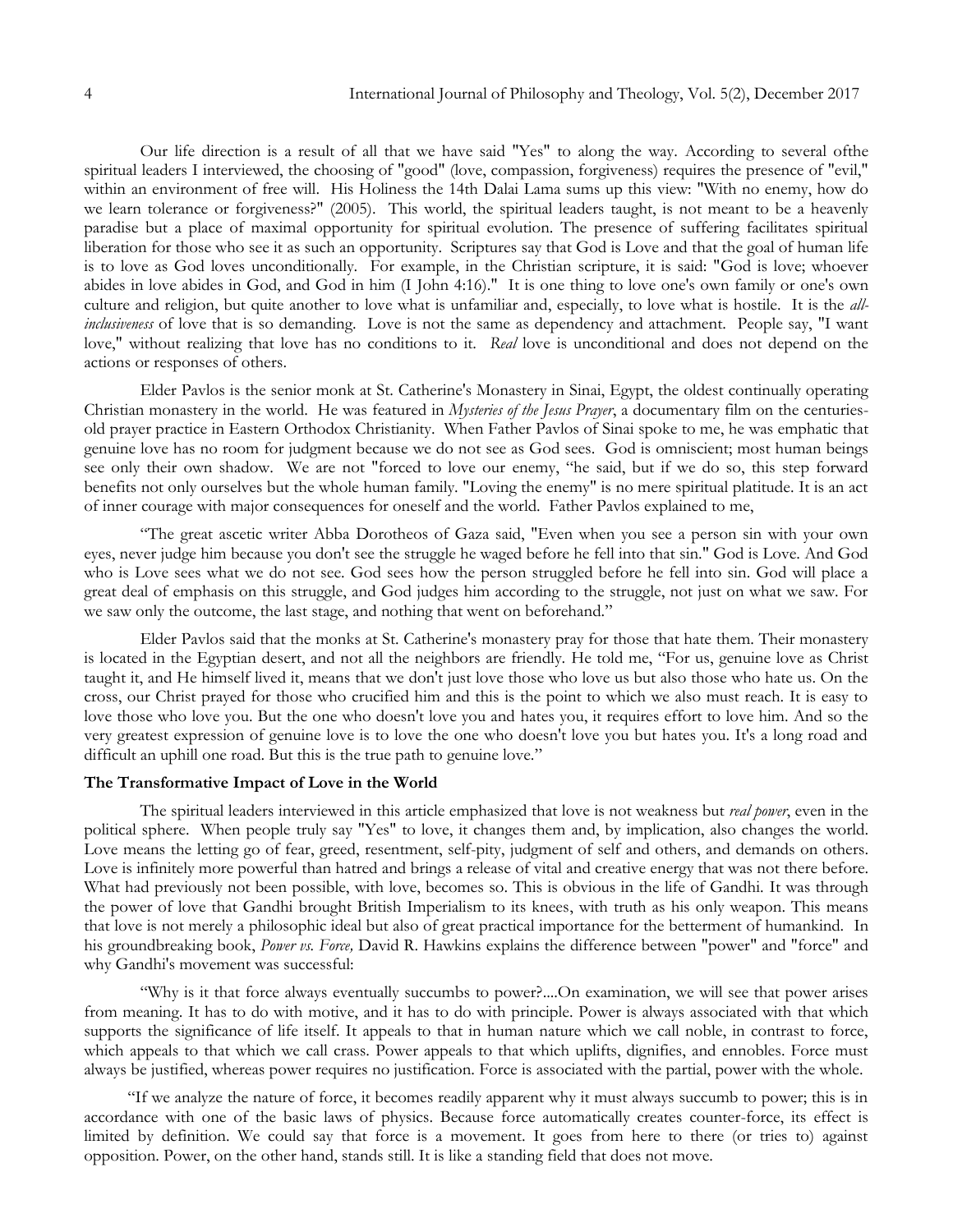Our life direction is a result of all that we have said "Yes" to along the way. According to several ofthe spiritual leaders I interviewed, the choosing of "good" (love, compassion, forgiveness) requires the presence of "evil," within an environment of free will. His Holiness the 14th Dalai Lama sums up this view: "With no enemy, how do we learn tolerance or forgiveness?" (2005). This world, the spiritual leaders taught, is not meant to be a heavenly paradise but a place of maximal opportunity for spiritual evolution. The presence of suffering facilitates spiritual liberation for those who see it as such an opportunity. Scriptures say that God is Love and that the goal of human life is to love as God loves unconditionally. For example, in the Christian scripture, it is said: "God is love; whoever abides in love abides in God, and God in him (I John 4:16)." It is one thing to love one's own family or one's own culture and religion, but quite another to love what is unfamiliar and, especially, to love what is hostile. It is the *all-inclusiveness* of love that is so demanding. Love is not the same as dependency and attachment. People say, "I want love," without realizing that love has no conditions to it. *Real* love is unconditional and does not depend on the actions or responses of others.

Elder Pavlos is the senior monk at St. Catherine's Monastery in Sinai, Egypt, the oldest continually operating Christian monastery in the world. He was featured in *Mysteries of the Jesus Prayer*, a documentary film on the centuries-old prayer practice in Eastern Orthodox Christianity. When Father Pavlos of Sinai spoke to me, he was emphatic that genuine love has no room for judgment because we do not see as God sees. God is omniscient; most human beings see only their own shadow. We are not "forced to love our enemy, "he said, but if we do so, this step forward benefits not only ourselves but the whole human family. "Loving the enemy" is no mere spiritual platitude. It is an act of inner courage with major consequences for oneself and the world. Father Pavlos explained to me,

"The great ascetic writer Abba Dorotheos of Gaza said, "Even when you see a person sin with your own eyes, never judge him because you don't see the struggle he waged before he fell into that sin." God is Love. And God who is Love sees what we do not see. God sees how the person struggled before he fell into sin. God will place a great deal of emphasis on this struggle, and God judges him according to the struggle, not just on what we saw. For we saw only the outcome, the last stage, and nothing that went on beforehand."

Elder Pavlos said that the monks at St. Catherine's monastery pray for those that hate them. Their monastery is located in the Egyptian desert, and not all the neighbors are friendly. He told me, "For us, genuine love as Christ taught it, and He himself lived it, means that we don't just love those who love us but also those who hate us. On the cross, our Christ prayed for those who crucified him and this is the point to which we also must reach. It is easy to love those who love you. But the one who doesn't love you and hates you, it requires effort to love him. And so the very greatest expression of genuine love is to love the one who doesn't love you but hates you. It's a long road and difficult an uphill one road. But this is the true path to genuine love."

### The Transformative Impact of Love in the World

The spiritual leaders interviewed in this article emphasized that love is not weakness but *real power*, even in the political sphere. When people truly say "Yes" to love, it changes them and, by implication, also changes the world. Love means the letting go of fear, greed, resentment, self-pity, judgment of self and others, and demands on others. Love is infinitely more powerful than hatred and brings a release of vital and creative energy that was not there before. What had previously not been possible, with love, becomes so. This is obvious in the life of Gandhi. It was through the power of love that Gandhi brought British Imperialism to its knees, with truth as his only weapon. This means that love is not merely a philosophic ideal but also of great practical importance for the betterment of humankind. In his groundbreaking book, *Power vs. Force,* David R. Hawkins explains the difference between "power" and "force" and why Gandhi's movement was successful:

"Why is it that force always eventually succumbs to power?....On examination, we will see that power arises from meaning. It has to do with motive, and it has to do with principle. Power is always associated with that which supports the significance of life itself. It appeals to that in human nature which we call noble, in contrast to force, which appeals to that which we call crass. Power appeals to that which uplifts, dignifies, and ennobles. Force must always be justified, whereas power requires no justification. Force is associated with the partial, power with the whole.

"If we analyze the nature of force, it becomes readily apparent why it must always succumb to power; this is in accordance with one of the basic laws of physics. Because force automatically creates counter-force, its effect is limited by definition. We could say that force is a movement. It goes from here to there (or tries to) against opposition. Power, on the other hand, stands still. It is like a standing field that does not move.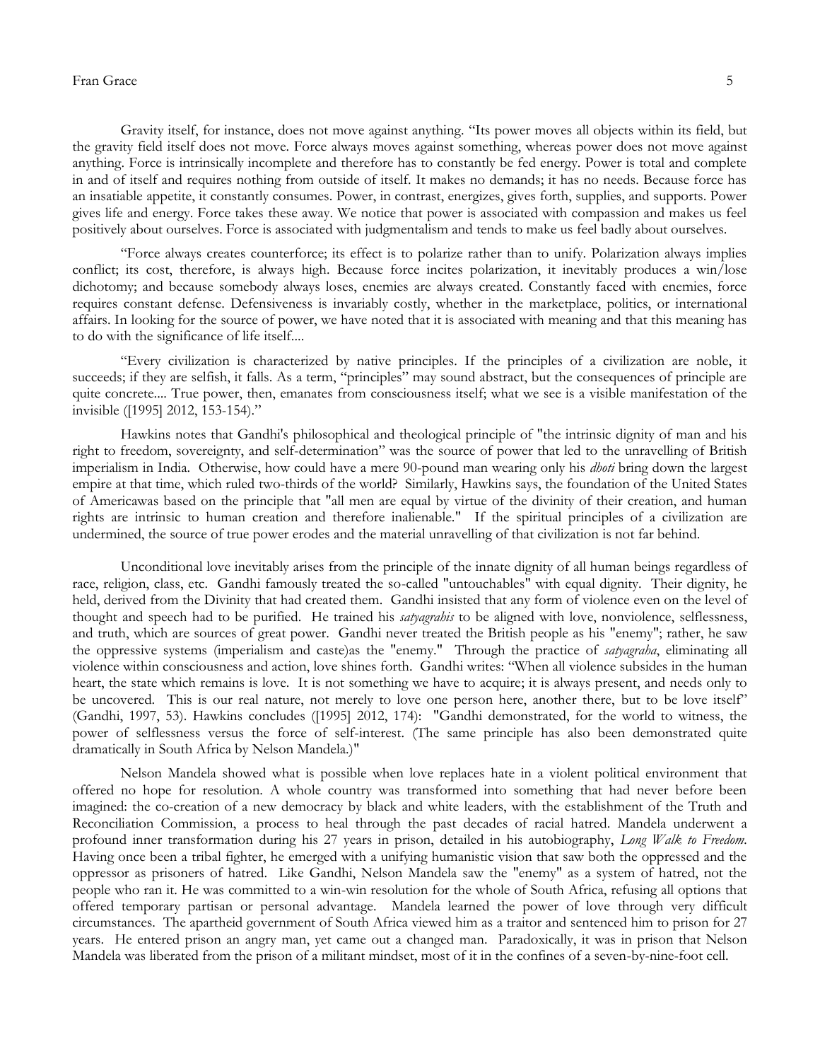Gravity itself, for instance, does not move against anything. "Its power moves all objects within its field, but the gravity field itself does not move. Force always moves against something, whereas power does not move against anything. Force is intrinsically incomplete and therefore has to constantly be fed energy. Power is total and complete in and of itself and requires nothing from outside of itself. It makes no demands; it has no needs. Because force has an insatiable appetite, it constantly consumes. Power, in contrast, energizes, gives forth, supplies, and supports. Power gives life and energy. Force takes these away. We notice that power is associated with compassion and makes us feel positively about ourselves. Force is associated with judgmentalism and tends to make us feel badly about ourselves.

"Force always creates counterforce; its effect is to polarize rather than to unify. Polarization always implies conflict; its cost, therefore, is always high. Because force incites polarization, it inevitably produces a win/lose dichotomy; and because somebody always loses, enemies are always created. Constantly faced with enemies, force requires constant defense. Defensiveness is invariably costly, whether in the marketplace, politics, or international affairs. In looking for the source of power, we have noted that it is associated with meaning and that this meaning has to do with the significance of life itself....

"Every civilization is characterized by native principles. If the principles of a civilization are noble, it succeeds; if they are selfish, it falls. As a term, "principles" may sound abstract, but the consequences of principle are quite concrete.... True power, then, emanates from consciousness itself; what we see is a visible manifestation of the invisible ([1995] 2012, 153-154)."

Hawkins notes that Gandhi's philosophical and theological principle of "the intrinsic dignity of man and his right to freedom, sovereignty, and self-determination" was the source of power that led to the unravelling of British imperialism in India. Otherwise, how could have a mere 90-pound man wearing only his *dhoti* bring down the largest empire at that time, which ruled two-thirds of the world? Similarly, Hawkins says, the foundation of the United States of Americawas based on the principle that "all men are equal by virtue of the divinity of their creation, and human rights are intrinsic to human creation and therefore inalienable." If the spiritual principles of a civilization are undermined, the source of true power erodes and the material unravelling of that civilization is not far behind.

Unconditional love inevitably arises from the principle of the innate dignity of all human beings regardless of race, religion, class, etc. Gandhi famously treated the so-called "untouchables" with equal dignity. Their dignity, he held, derived from the Divinity that had created them. Gandhi insisted that any form of violence even on the level of thought and speech had to be purified. He trained his *satyagrahis* to be aligned with love, nonviolence, selflessness, and truth, which are sources of great power. Gandhi never treated the British people as his "enemy"; rather, he saw the oppressive systems (imperialism and caste)as the "enemy." Through the practice of *satyagraha*, eliminating all violence within consciousness and action, love shines forth. Gandhi writes: "When all violence subsides in the human heart, the state which remains is love. It is not something we have to acquire; it is always present, and needs only to be uncovered. This is our real nature, not merely to love one person here, another there, but to be love itself" (Gandhi, 1997, 53). Hawkins concludes ([1995] 2012, 174): "Gandhi demonstrated, for the world to witness, the power of selflessness versus the force of self-interest. (The same principle has also been demonstrated quite dramatically in South Africa by Nelson Mandela.)"

Nelson Mandela showed what is possible when love replaces hate in a violent political environment that offered no hope for resolution. A whole country was transformed into something that had never before been imagined: the co-creation of a new democracy by black and white leaders, with the establishment of the Truth and Reconciliation Commission, a process to heal through the past decades of racial hatred. Mandela underwent a profound inner transformation during his 27 years in prison, detailed in his autobiography, *Long Walk to Freedom*. Having once been a tribal fighter, he emerged with a unifying humanistic vision that saw both the oppressed and the oppressor as prisoners of hatred. Like Gandhi, Nelson Mandela saw the "enemy" as a system of hatred, not the people who ran it. He was committed to a win-win resolution for the whole of South Africa, refusing all options that offered temporary partisan or personal advantage. Mandela learned the power of love through very difficult circumstances. The apartheid government of South Africa viewed him as a traitor and sentenced him to prison for 27 years. He entered prison an angry man, yet came out a changed man. Paradoxically, it was in prison that Nelson Mandela was liberated from the prison of a militant mindset, most of it in the confines of a seven-by-nine-foot cell.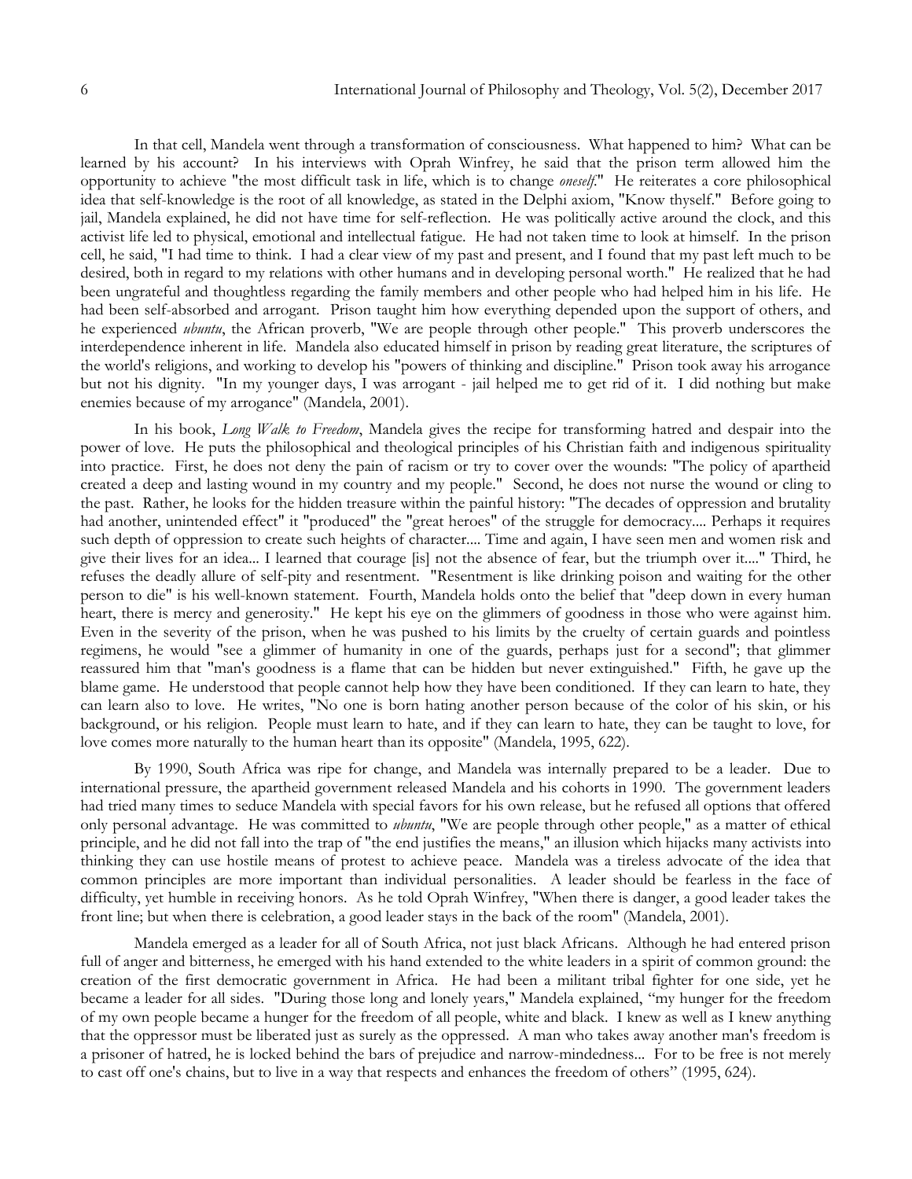In that cell, Mandela went through a transformation of consciousness. What happened to him? What can be learned by his account? In his interviews with Oprah Winfrey, he said that the prison term allowed him the opportunity to achieve "the most difficult task in life, which is to change *oneself*." He reiterates a core philosophical idea that self-knowledge is the root of all knowledge, as stated in the Delphi axiom, "Know thyself." Before going to jail, Mandela explained, he did not have time for self-reflection. He was politically active around the clock, and this activist life led to physical, emotional and intellectual fatigue. He had not taken time to look at himself. In the prison cell, he said, "I had time to think. I had a clear view of my past and present, and I found that my past left much to be desired, both in regard to my relations with other humans and in developing personal worth." He realized that he had been ungrateful and thoughtless regarding the family members and other people who had helped him in his life. He had been self-absorbed and arrogant. Prison taught him how everything depended upon the support of others, and he experienced *ubuntu*, the African proverb, "We are people through other people." This proverb underscores the interdependence inherent in life. Mandela also educated himself in prison by reading great literature, the scriptures of the world's religions, and working to develop his "powers of thinking and discipline." Prison took away his arrogance but not his dignity. "In my younger days, I was arrogant - jail helped me to get rid of it. I did nothing but make enemies because of my arrogance" (Mandela, 2001).

In his book, *Long Walk to Freedom*, Mandela gives the recipe for transforming hatred and despair into the power of love. He puts the philosophical and theological principles of his Christian faith and indigenous spirituality into practice. First, he does not deny the pain of racism or try to cover over the wounds: "The policy of apartheid created a deep and lasting wound in my country and my people." Second, he does not nurse the wound or cling to the past. Rather, he looks for the hidden treasure within the painful history: "The decades of oppression and brutality had another, unintended effect" it "produced" the "great heroes" of the struggle for democracy.... Perhaps it requires such depth of oppression to create such heights of character.... Time and again, I have seen men and women risk and give their lives for an idea... I learned that courage [is] not the absence of fear, but the triumph over it...." Third, he refuses the deadly allure of self-pity and resentment. "Resentment is like drinking poison and waiting for the other person to die" is his well-known statement. Fourth, Mandela holds onto the belief that "deep down in every human heart, there is mercy and generosity." He kept his eye on the glimmers of goodness in those who were against him. Even in the severity of the prison, when he was pushed to his limits by the cruelty of certain guards and pointless regimens, he would "see a glimmer of humanity in one of the guards, perhaps just for a second"; that glimmer reassured him that "man's goodness is a flame that can be hidden but never extinguished." Fifth, he gave up the blame game. He understood that people cannot help how they have been conditioned. If they can learn to hate, they can learn also to love. He writes, "No one is born hating another person because of the color of his skin, or his background, or his religion. People must learn to hate, and if they can learn to hate, they can be taught to love, for love comes more naturally to the human heart than its opposite" (Mandela, 1995, 622).

By 1990, South Africa was ripe for change, and Mandela was internally prepared to be a leader. Due to international pressure, the apartheid government released Mandela and his cohorts in 1990. The government leaders had tried many times to seduce Mandela with special favors for his own release, but he refused all options that offered only personal advantage. He was committed to *ubuntu*, "We are people through other people," as a matter of ethical principle, and he did not fall into the trap of "the end justifies the means," an illusion which hijacks many activists into thinking they can use hostile means of protest to achieve peace. Mandela was a tireless advocate of the idea that common principles are more important than individual personalities. A leader should be fearless in the face of difficulty, yet humble in receiving honors. As he told Oprah Winfrey, "When there is danger, a good leader takes the front line; but when there is celebration, a good leader stays in the back of the room" (Mandela, 2001).

Mandela emerged as a leader for all of South Africa, not just black Africans. Although he had entered prison full of anger and bitterness, he emerged with his hand extended to the white leaders in a spirit of common ground: the creation of the first democratic government in Africa. He had been a militant tribal fighter for one side, yet he became a leader for all sides. "During those long and lonely years," Mandela explained, "my hunger for the freedom of my own people became a hunger for the freedom of all people, white and black. I knew as well as I knew anything that the oppressor must be liberated just as surely as the oppressed. A man who takes away another man's freedom is a prisoner of hatred, he is locked behind the bars of prejudice and narrow-mindedness... For to be free is not merely to cast off one's chains, but to live in a way that respects and enhances the freedom of others" (1995, 624).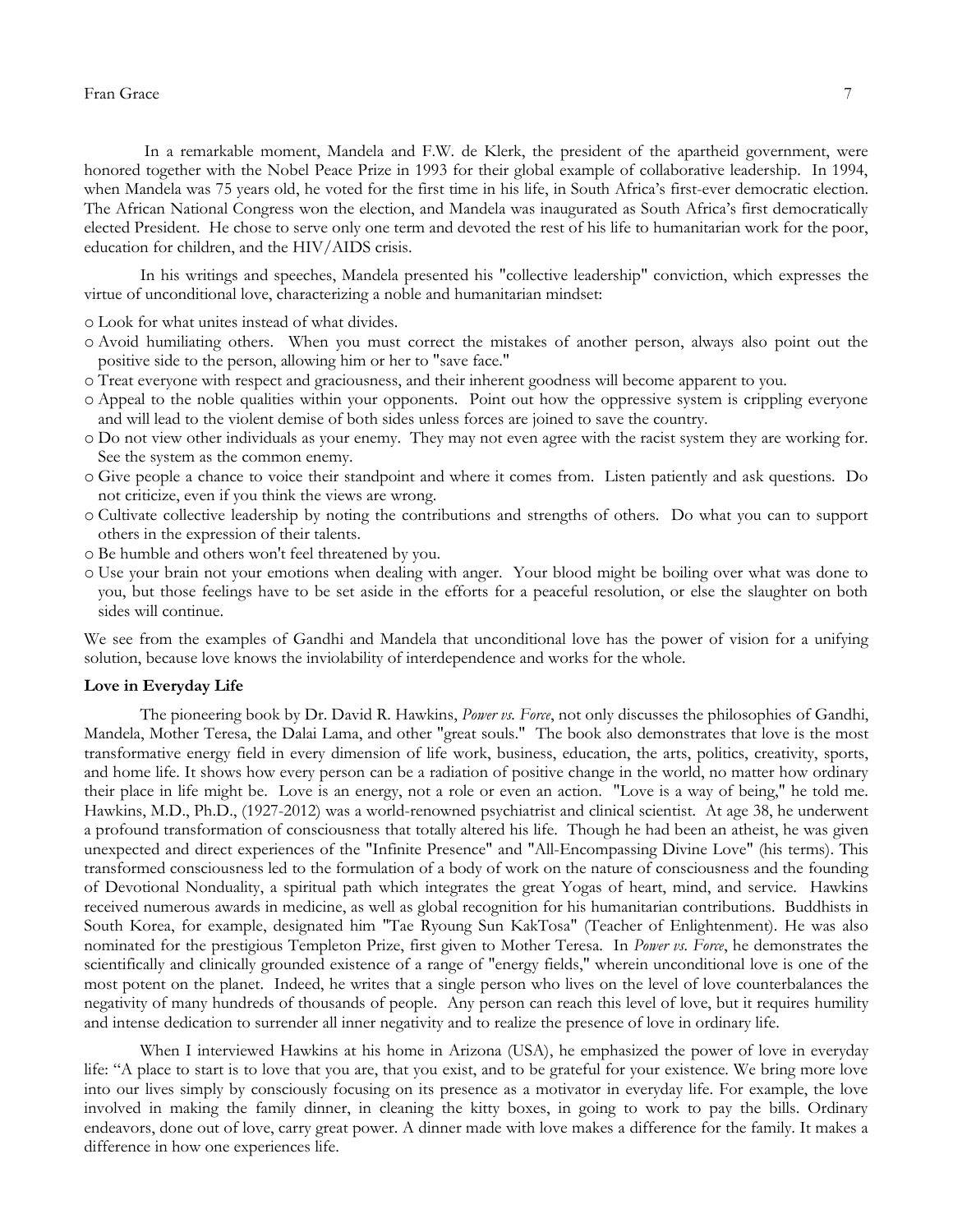In a remarkable moment, Mandela and F.W. de Klerk, the president of the apartheid government, were honored together with the Nobel Peace Prize in 1993 for their global example of collaborative leadership. In 1994, when Mandela was 75 years old, he voted for the first time in his life, in South Africa's first-ever democratic election. The African National Congress won the election, and Mandela was inaugurated as South Africa's first democratically elected President. He chose to serve only one term and devoted the rest of his life to humanitarian work for the poor, education for children, and the HIV/AIDS crisis.

In his writings and speeches, Mandela presented his "collective leadership" conviction, which expresses the virtue of unconditional love, characterizing a noble and humanitarian mindset:

- Look for what unites instead of what divides.
- Avoid humiliating others. When you must correct the mistakes of another person, always also point out the positive side to the person, allowing him or her to "save face."
- Treat everyone with respect and graciousness, and their inherent goodness will become apparent to you.
- Appeal to the noble qualities within your opponents. Point out how the oppressive system is crippling everyone and will lead to the violent demise of both sides unless forces are joined to save the country.
- Do not view other individuals as your enemy. They may not even agree with the racist system they are working for. See the system as the common enemy.
- Give people a chance to voice their standpoint and where it comes from. Listen patiently and ask questions. Do not criticize, even if you think the views are wrong.
- Cultivate collective leadership by noting the contributions and strengths of others. Do what you can to support others in the expression of their talents.
- Be humble and others won't feel threatened by you.
- Use your brain not your emotions when dealing with anger. Your blood might be boiling over what was done to you, but those feelings have to be set aside in the efforts for a peaceful resolution, or else the slaughter on both sides will continue.

We see from the examples of Gandhi and Mandela that unconditional love has the power of vision for a unifying solution, because love knows the inviolability of interdependence and works for the whole.

**Love in Everyday Life**

The pioneering book by Dr. David R. Hawkins, *Power vs. Force*, not only discusses the philosophies of Gandhi, Mandela, Mother Teresa, the Dalai Lama, and other "great souls." The book also demonstrates that love is the most transformative energy field in every dimension of life work, business, education, the arts, politics, creativity, sports, and home life. It shows how every person can be a radiation of positive change in the world, no matter how ordinary their place in life might be. Love is an energy, not a role or even an action. "Love is a way of being," he told me. Hawkins, M.D., Ph.D., (1927-2012) was a world-renowned psychiatrist and clinical scientist. At age 38, he underwent a profound transformation of consciousness that totally altered his life. Though he had been an atheist, he was given unexpected and direct experiences of the "Infinite Presence" and "All-Encompassing Divine Love" (his terms). This transformed consciousness led to the formulation of a body of work on the nature of consciousness and the founding of Devotional Nonduality, a spiritual path which integrates the great Yogas of heart, mind, and service. Hawkins received numerous awards in medicine, as well as global recognition for his humanitarian contributions. Buddhists in South Korea, for example, designated him "Tae Ryoung Sun KakTosa" (Teacher of Enlightenment). He was also nominated for the prestigious Templeton Prize, first given to Mother Teresa. In *Power vs. Force*, he demonstrates the scientifically and clinically grounded existence of a range of "energy fields," wherein unconditional love is one of the most potent on the planet. Indeed, he writes that a single person who lives on the level of love counterbalances the negativity of many hundreds of thousands of people. Any person can reach this level of love, but it requires humility and intense dedication to surrender all inner negativity and to realize the presence of love in ordinary life.

When I interviewed Hawkins at his home in Arizona (USA), he emphasized the power of love in everyday life: "A place to start is to love that you are, that you exist, and to be grateful for your existence. We bring more love into our lives simply by consciously focusing on its presence as a motivator in everyday life. For example, the love involved in making the family dinner, in cleaning the kitty boxes, in going to work to pay the bills. Ordinary endeavors, done out of love, carry great power. A dinner made with love makes a difference for the family. It makes a difference in how one experiences life.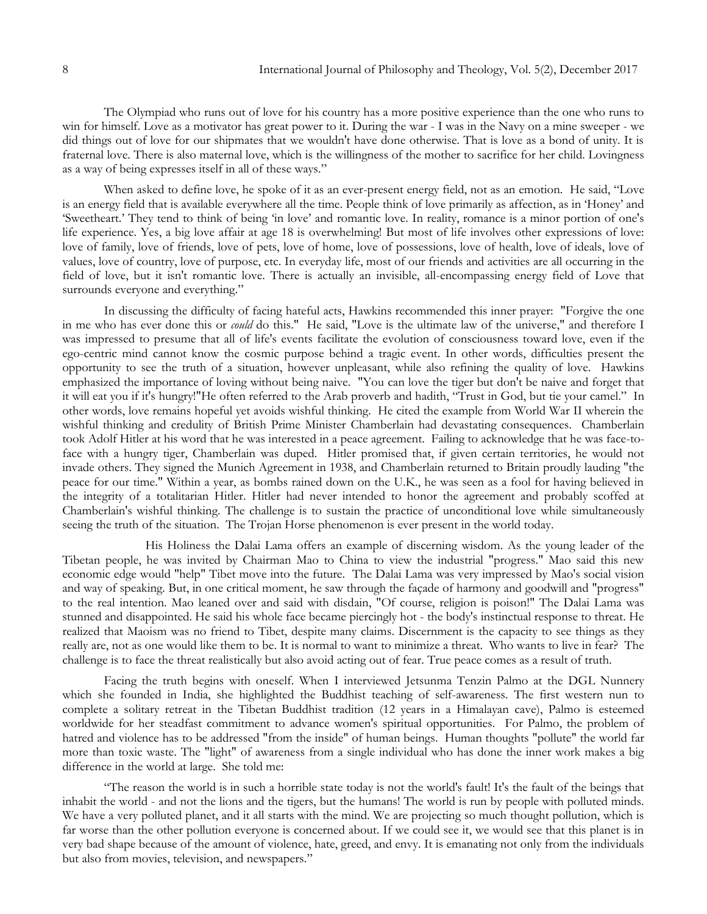The Olympiad who runs out of love for his country has a more positive experience than the one who runs to win for himself. Love as a motivator has great power to it. During the war - I was in the Navy on a mine sweeper - we did things out of love for our shipmates that we wouldn't have done otherwise. That is love as a bond of unity. It is fraternal love. There is also maternal love, which is the willingness of the mother to sacrifice for her child. Lovingness as a way of being expresses itself in all of these ways."

When asked to define love, he spoke of it as an ever-present energy field, not as an emotion. He said, "Love is an energy field that is available everywhere all the time. People think of love primarily as affection, as in 'Honey' and 'Sweetheart.' They tend to think of being 'in love' and romantic love. In reality, romance is a minor portion of one's life experience. Yes, a big love affair at age 18 is overwhelming! But most of life involves other expressions of love: love of family, love of friends, love of pets, love of home, love of possessions, love of health, love of ideals, love of values, love of country, love of purpose, etc. In everyday life, most of our friends and activities are all occurring in the field of love, but it isn't romantic love. There is actually an invisible, all-encompassing energy field of Love that surrounds everyone and everything."

In discussing the difficulty of facing hateful acts, Hawkins recommended this inner prayer: "Forgive the one in me who has ever done this or *could* do this." He said, "Love is the ultimate law of the universe," and therefore I was impressed to presume that all of life's events facilitate the evolution of consciousness toward love, even if the ego-centric mind cannot know the cosmic purpose behind a tragic event. In other words, difficulties present the opportunity to see the truth of a situation, however unpleasant, while also refining the quality of love. Hawkins emphasized the importance of loving without being naive. "You can love the tiger but don't be naive and forget that it will eat you if it's hungry!"He often referred to the Arab proverb and hadith, "Trust in God, but tie your camel." In other words, love remains hopeful yet avoids wishful thinking. He cited the example from World War II wherein the wishful thinking and credulity of British Prime Minister Chamberlain had devastating consequences. Chamberlain took Adolf Hitler at his word that he was interested in a peace agreement. Failing to acknowledge that he was face-to-face with a hungry tiger, Chamberlain was duped. Hitler promised that, if given certain territories, he would not invade others. They signed the Munich Agreement in 1938, and Chamberlain returned to Britain proudly lauding "the peace for our time." Within a year, as bombs rained down on the U.K., he was seen as a fool for having believed in the integrity of a totalitarian Hitler. Hitler had never intended to honor the agreement and probably scoffed at Chamberlain's wishful thinking. The challenge is to sustain the practice of unconditional love while simultaneously seeing the truth of the situation. The Trojan Horse phenomenon is ever present in the world today.

His Holiness the Dalai Lama offers an example of discerning wisdom. As the young leader of the Tibetan people, he was invited by Chairman Mao to China to view the industrial "progress." Mao said this new economic edge would "help" Tibet move into the future. The Dalai Lama was very impressed by Mao's social vision and way of speaking. But, in one critical moment, he saw through the façade of harmony and goodwill and "progress" to the real intention. Mao leaned over and said with disdain, "Of course, religion is poison!" The Dalai Lama was stunned and disappointed. He said his whole face became piercingly hot - the body's instinctual response to threat. He realized that Maoism was no friend to Tibet, despite many claims. Discernment is the capacity to see things as they really are, not as one would like them to be. It is normal to want to minimize a threat. Who wants to live in fear? The challenge is to face the threat realistically but also avoid acting out of fear. True peace comes as a result of truth.

Facing the truth begins with oneself. When I interviewed Jetsunma Tenzin Palmo at the DGL Nunnery which she founded in India, she highlighted the Buddhist teaching of self-awareness. The first western nun to complete a solitary retreat in the Tibetan Buddhist tradition (12 years in a Himalayan cave), Palmo is esteemed worldwide for her steadfast commitment to advance women's spiritual opportunities. For Palmo, the problem of hatred and violence has to be addressed "from the inside" of human beings. Human thoughts "pollute" the world far more than toxic waste. The "light" of awareness from a single individual who has done the inner work makes a big difference in the world at large. She told me:

"The reason the world is in such a horrible state today is not the world's fault! It's the fault of the beings that inhabit the world - and not the lions and the tigers, but the humans! The world is run by people with polluted minds. We have a very polluted planet, and it all starts with the mind. We are projecting so much thought pollution, which is far worse than the other pollution everyone is concerned about. If we could see it, we would see that this planet is in very bad shape because of the amount of violence, hate, greed, and envy. It is emanating not only from the individuals but also from movies, television, and newspapers."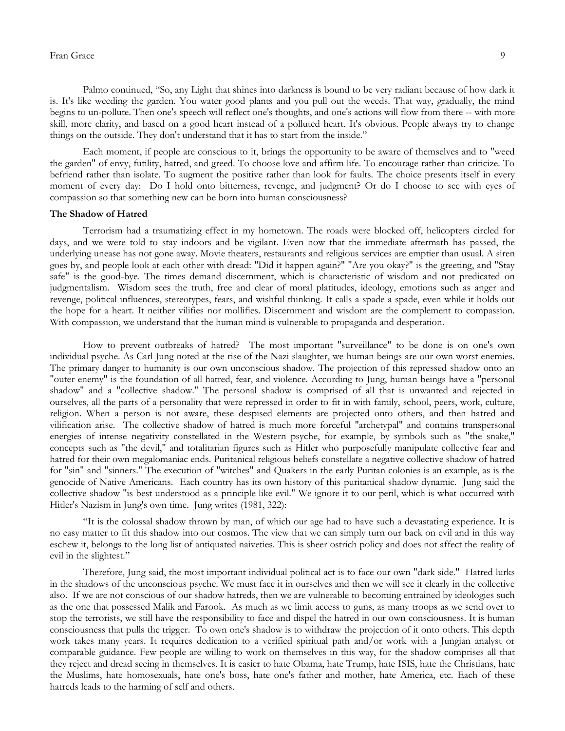Palmo continued, "So, any Light that shines into darkness is bound to be very radiant because of how dark it is. It's like weeding the garden. You water good plants and you pull out the weeds. That way, gradually, the mind begins to un-pollute. Then one's speech will reflect one's thoughts, and one's actions will flow from there -- with more skill, more clarity, and based on a good heart instead of a polluted heart. It's obvious. People always try to change things on the outside. They don't understand that it has to start from the inside."

Each moment, if people are conscious to it, brings the opportunity to be aware of themselves and to "weed the garden" of envy, futility, hatred, and greed. To choose love and affirm life. To encourage rather than criticize. To befriend rather than isolate. To augment the positive rather than look for faults. The choice presents itself in every moment of every day: Do I hold onto bitterness, revenge, and judgment? Or do I choose to see with eyes of compassion so that something new can be born into human consciousness?

**The Shadow of Hatred**

Terrorism had a traumatizing effect in my hometown. The roads were blocked off, helicopters circled for days, and we were told to stay indoors and be vigilant. Even now that the immediate aftermath has passed, the underlying unease has not gone away. Movie theaters, restaurants and religious services are emptier than usual. A siren goes by, and people look at each other with dread: "Did it happen again?" "Are you okay?" is the greeting, and "Stay safe" is the good-bye. The times demand discernment, which is characteristic of wisdom and not predicated on judgmentalism. Wisdom sees the truth, free and clear of moral platitudes, ideology, emotions such as anger and revenge, political influences, stereotypes, fears, and wishful thinking. It calls a spade a spade, even while it holds out the hope for a heart. It neither vilifies nor mollifies. Discernment and wisdom are the complement to compassion. With compassion, we understand that the human mind is vulnerable to propaganda and desperation.

How to prevent outbreaks of hatred? The most important "surveillance" to be done is on one's own individual psyche. As Carl Jung noted at the rise of the Nazi slaughter, we human beings are our own worst enemies. The primary danger to humanity is our own unconscious shadow. The projection of this repressed shadow onto an "outer enemy" is the foundation of all hatred, fear, and violence. According to Jung, human beings have a "personal shadow" and a "collective shadow." The personal shadow is comprised of all that is unwanted and rejected in ourselves, all the parts of a personality that were repressed in order to fit in with family, school, peers, work, culture, religion. When a person is not aware, these despised elements are projected onto others, and then hatred and vilification arise. The collective shadow of hatred is much more forceful "archetypal" and contains transpersonal energies of intense negativity constellated in the Western psyche, for example, by symbols such as "the snake," concepts such as "the devil," and totalitarian figures such as Hitler who purposefully manipulate collective fear and hatred for their own megalomaniac ends. Puritanical religious beliefs constellate a negative collective shadow of hatred for "sin" and "sinners." The execution of "witches" and Quakers in the early Puritan colonies is an example, as is the genocide of Native Americans. Each country has its own history of this puritanical shadow dynamic. Jung said the collective shadow "is best understood as a principle like evil." We ignore it to our peril, which is what occurred with Hitler's Nazism in Jung's own time. Jung writes (1981, 322):

"It is the colossal shadow thrown by man, of which our age had to have such a devastating experience. It is no easy matter to fit this shadow into our cosmos. The view that we can simply turn our back on evil and in this way eschew it, belongs to the long list of antiquated naiveties. This is sheer ostrich policy and does not affect the reality of evil in the slightest."

Therefore, Jung said, the most important individual political act is to face our own "dark side." Hatred lurks in the shadows of the unconscious psyche. We must face it in ourselves and then we will see it clearly in the collective also. If we are not conscious of our shadow hatreds, then we are vulnerable to becoming entrained by ideologies such as the one that possessed Malik and Farook. As much as we limit access to guns, as many troops as we send over to stop the terrorists, we still have the responsibility to face and dispel the hatred in our own consciousness. It is human consciousness that pulls the trigger. To own one's shadow is to withdraw the projection of it onto others. This depth work takes many years. It requires dedication to a verified spiritual path and/or work with a Jungian analyst or comparable guidance. Few people are willing to work on themselves in this way, for the shadow comprises all that they reject and dread seeing in themselves. It is easier to hate Obama, hate Trump, hate ISIS, hate the Christians, hate the Muslims, hate homosexuals, hate one's boss, hate one's father and mother, hate America, etc. Each of these hatreds leads to the harming of self and others.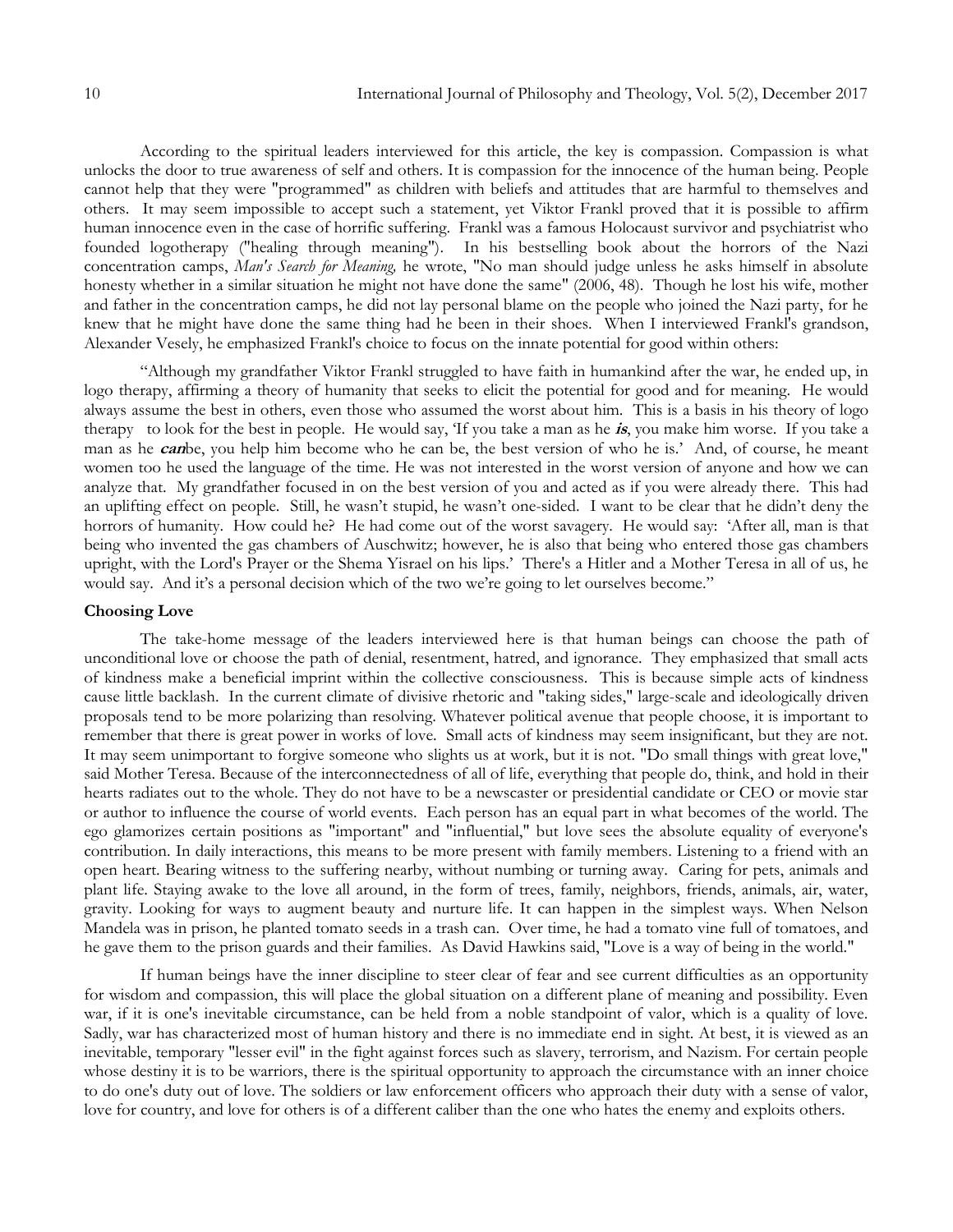According to the spiritual leaders interviewed for this article, the key is compassion. Compassion is what unlocks the door to true awareness of self and others. It is compassion for the innocence of the human being. People cannot help that they were "programmed" as children with beliefs and attitudes that are harmful to themselves and others. It may seem impossible to accept such a statement, yet Viktor Frankl proved that it is possible to affirm human innocence even in the case of horrific suffering. Frankl was a famous Holocaust survivor and psychiatrist who founded logotherapy ("healing through meaning"). In his bestselling book about the horrors of the Nazi concentration camps, *Man's Search for Meaning,* he wrote, "No man should judge unless he asks himself in absolute honesty whether in a similar situation he might not have done the same" (2006, 48). Though he lost his wife, mother and father in the concentration camps, he did not lay personal blame on the people who joined the Nazi party, for he knew that he might have done the same thing had he been in their shoes. When I interviewed Frankl's grandson, Alexander Vesely, he emphasized Frankl's choice to focus on the innate potential for good within others:

"Although my grandfather Viktor Frankl struggled to have faith in humankind after the war, he ended up, in logo therapy, affirming a theory of humanity that seeks to elicit the potential for good and for meaning. He would always assume the best in others, even those who assumed the worst about him. This is a basis in his theory of logo therapy to look for the best in people. He would say, 'If you take a man as he ***is***, you make him worse. If you take a man as he ***can***be, you help him become who he can be, the best version of who he is.' And, of course, he meant women too he used the language of the time. He was not interested in the worst version of anyone and how we can analyze that. My grandfather focused in on the best version of you and acted as if you were already there. This had an uplifting effect on people. Still, he wasn't stupid, he wasn't one-sided. I want to be clear that he didn't deny the horrors of humanity. How could he? He had come out of the worst savagery. He would say: 'After all, man is that being who invented the gas chambers of Auschwitz; however, he is also that being who entered those gas chambers upright, with the Lord's Prayer or the Shema Yisrael on his lips.' There's a Hitler and a Mother Teresa in all of us, he would say. And it's a personal decision which of the two we're going to let ourselves become."

**Choosing Love**

The take-home message of the leaders interviewed here is that human beings can choose the path of unconditional love or choose the path of denial, resentment, hatred, and ignorance. They emphasized that small acts of kindness make a beneficial imprint within the collective consciousness. This is because simple acts of kindness cause little backlash. In the current climate of divisive rhetoric and "taking sides," large-scale and ideologically driven proposals tend to be more polarizing than resolving. Whatever political avenue that people choose, it is important to remember that there is great power in works of love. Small acts of kindness may seem insignificant, but they are not. It may seem unimportant to forgive someone who slights us at work, but it is not. "Do small things with great love," said Mother Teresa. Because of the interconnectedness of all of life, everything that people do, think, and hold in their hearts radiates out to the whole. They do not have to be a newscaster or presidential candidate or CEO or movie star or author to influence the course of world events. Each person has an equal part in what becomes of the world. The ego glamorizes certain positions as "important" and "influential," but love sees the absolute equality of everyone's contribution. In daily interactions, this means to be more present with family members. Listening to a friend with an open heart. Bearing witness to the suffering nearby, without numbing or turning away. Caring for pets, animals and plant life. Staying awake to the love all around, in the form of trees, family, neighbors, friends, animals, air, water, gravity. Looking for ways to augment beauty and nurture life. It can happen in the simplest ways. When Nelson Mandela was in prison, he planted tomato seeds in a trash can. Over time, he had a tomato vine full of tomatoes, and he gave them to the prison guards and their families. As David Hawkins said, "Love is a way of being in the world."

If human beings have the inner discipline to steer clear of fear and see current difficulties as an opportunity for wisdom and compassion, this will place the global situation on a different plane of meaning and possibility. Even war, if it is one's inevitable circumstance, can be held from a noble standpoint of valor, which is a quality of love. Sadly, war has characterized most of human history and there is no immediate end in sight. At best, it is viewed as an inevitable, temporary "lesser evil" in the fight against forces such as slavery, terrorism, and Nazism. For certain people whose destiny it is to be warriors, there is the spiritual opportunity to approach the circumstance with an inner choice to do one's duty out of love. The soldiers or law enforcement officers who approach their duty with a sense of valor, love for country, and love for others is of a different caliber than the one who hates the enemy and exploits others.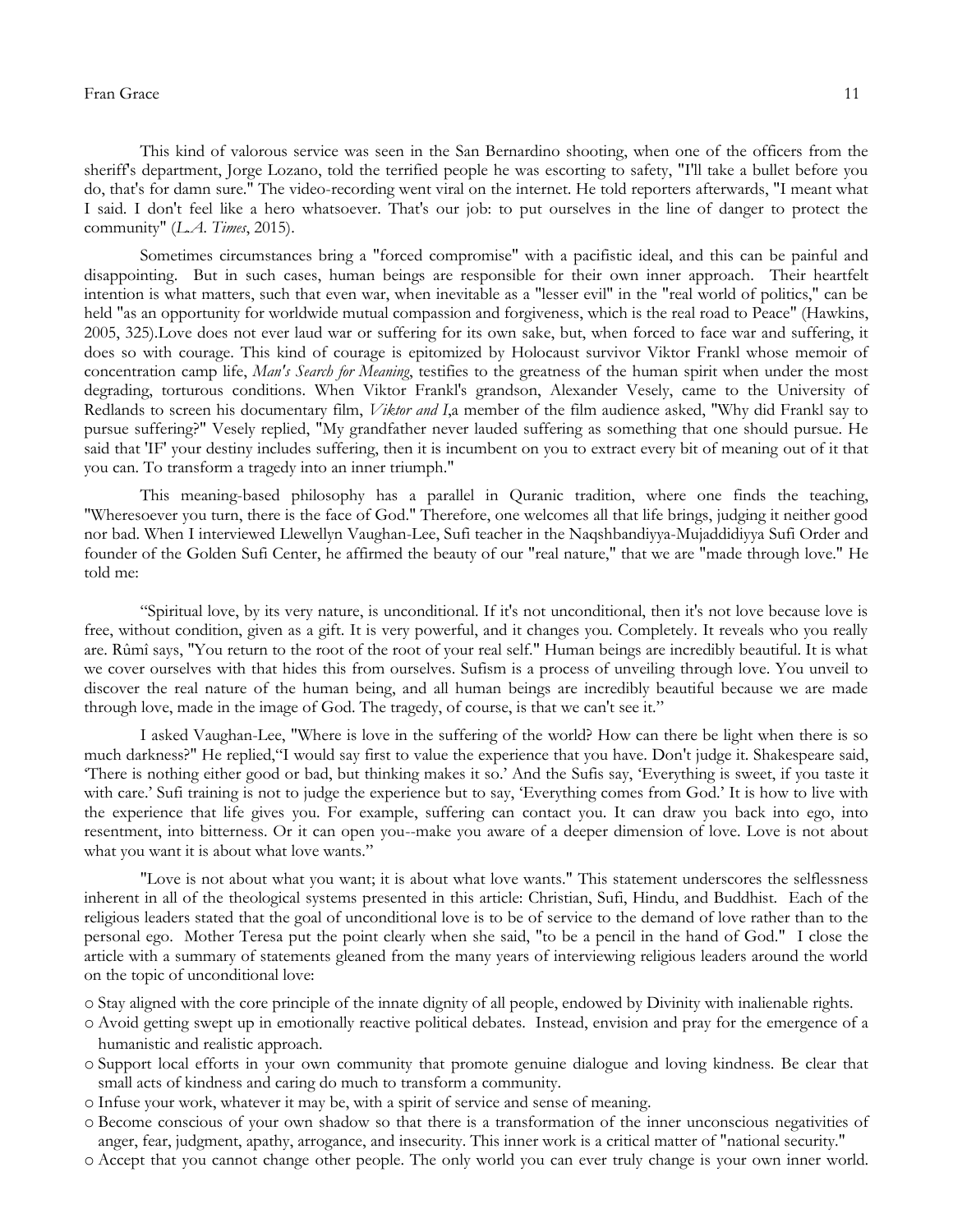This kind of valorous service was seen in the San Bernardino shooting, when one of the officers from the sheriff's department, Jorge Lozano, told the terrified people he was escorting to safety, "I'll take a bullet before you do, that's for damn sure." The video-recording went viral on the internet. He told reporters afterwards, "I meant what I said. I don't feel like a hero whatsoever. That's our job: to put ourselves in the line of danger to protect the community" (*L.A. Times*, 2015).

Sometimes circumstances bring a "forced compromise" with a pacifistic ideal, and this can be painful and disappointing. But in such cases, human beings are responsible for their own inner approach. Their heartfelt intention is what matters, such that even war, when inevitable as a "lesser evil" in the "real world of politics," can be held "as an opportunity for worldwide mutual compassion and forgiveness, which is the real road to Peace" (Hawkins, 2005, 325).Love does not ever laud war or suffering for its own sake, but, when forced to face war and suffering, it does so with courage. This kind of courage is epitomized by Holocaust survivor Viktor Frankl whose memoir of concentration camp life, *Man's Search for Meaning*, testifies to the greatness of the human spirit when under the most degrading, torturous conditions. When Viktor Frankl's grandson, Alexander Vesely, came to the University of Redlands to screen his documentary film, *Viktor and I*,a member of the film audience asked, "Why did Frankl say to pursue suffering?" Vesely replied, "My grandfather never lauded suffering as something that one should pursue. He said that 'IF' your destiny includes suffering, then it is incumbent on you to extract every bit of meaning out of it that you can. To transform a tragedy into an inner triumph."

This meaning-based philosophy has a parallel in Quranic tradition, where one finds the teaching, "Wheresoever you turn, there is the face of God." Therefore, one welcomes all that life brings, judging it neither good nor bad. When I interviewed Llewellyn Vaughan-Lee, Sufi teacher in the Naqshbandiyya-Mujaddidiyya Sufi Order and founder of the Golden Sufi Center, he affirmed the beauty of our "real nature," that we are "made through love." He told me:

"Spiritual love, by its very nature, is unconditional. If it's not unconditional, then it's not love because love is free, without condition, given as a gift. It is very powerful, and it changes you. Completely. It reveals who you really are. Rûmî says, "You return to the root of the root of your real self." Human beings are incredibly beautiful. It is what we cover ourselves with that hides this from ourselves. Sufism is a process of unveiling through love. You unveil to discover the real nature of the human being, and all human beings are incredibly beautiful because we are made through love, made in the image of God. The tragedy, of course, is that we can't see it."

I asked Vaughan-Lee, "Where is love in the suffering of the world? How can there be light when there is so much darkness?" He replied,"I would say first to value the experience that you have. Don't judge it. Shakespeare said, 'There is nothing either good or bad, but thinking makes it so.' And the Sufis say, 'Everything is sweet, if you taste it with care.' Sufi training is not to judge the experience but to say, 'Everything comes from God.' It is how to live with the experience that life gives you. For example, suffering can contact you. It can draw you back into ego, into resentment, into bitterness. Or it can open you--make you aware of a deeper dimension of love. Love is not about what you want it is about what love wants."

"Love is not about what you want; it is about what love wants." This statement underscores the selflessness inherent in all of the theological systems presented in this article: Christian, Sufi, Hindu, and Buddhist. Each of the religious leaders stated that the goal of unconditional love is to be of service to the demand of love rather than to the personal ego. Mother Teresa put the point clearly when she said, "to be a pencil in the hand of God." I close the article with a summary of statements gleaned from the many years of interviewing religious leaders around the world on the topic of unconditional love:

- Stay aligned with the core principle of the innate dignity of all people, endowed by Divinity with inalienable rights.
- Avoid getting swept up in emotionally reactive political debates. Instead, envision and pray for the emergence of a humanistic and realistic approach.
- Support local efforts in your own community that promote genuine dialogue and loving kindness. Be clear that small acts of kindness and caring do much to transform a community.
- Infuse your work, whatever it may be, with a spirit of service and sense of meaning.
- Become conscious of your own shadow so that there is a transformation of the inner unconscious negativities of anger, fear, judgment, apathy, arrogance, and insecurity. This inner work is a critical matter of "national security."
- Accept that you cannot change other people. The only world you can ever truly change is your own inner world.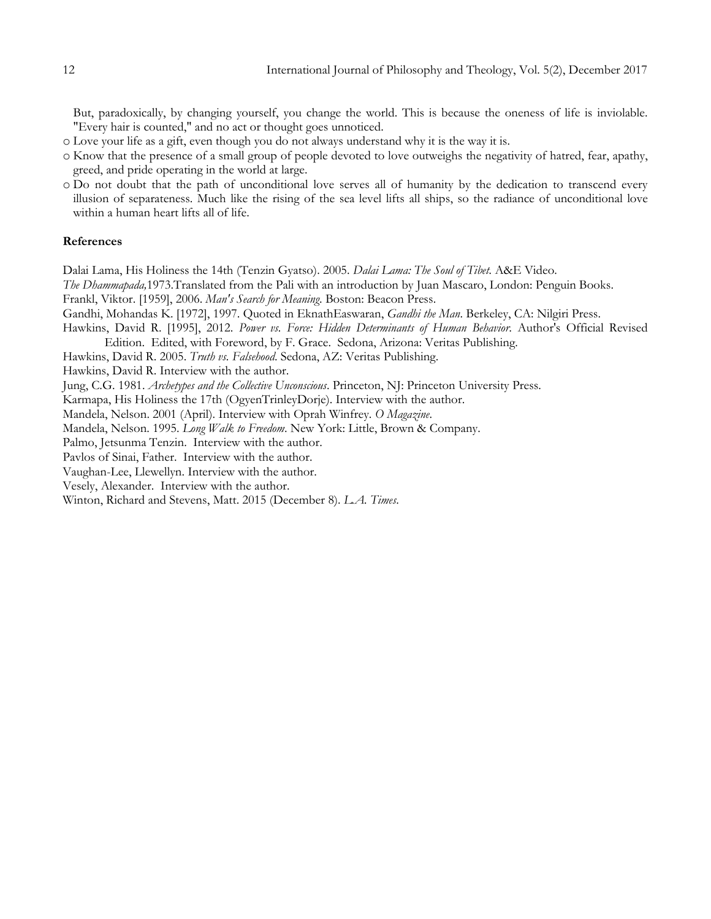But, paradoxically, by changing yourself, you change the world. This is because the oneness of life is inviolable. "Every hair is counted," and no act or thought goes unnoticed.

- Love your life as a gift, even though you do not always understand why it is the way it is.
- Know that the presence of a small group of people devoted to love outweighs the negativity of hatred, fear, apathy, greed, and pride operating in the world at large.
- Do not doubt that the path of unconditional love serves all of humanity by the dedication to transcend every illusion of separateness. Much like the rising of the sea level lifts all ships, so the radiance of unconditional love within a human heart lifts all of life.

**References**

Dalai Lama, His Holiness the 14th (Tenzin Gyatso). 2005. *Dalai Lama: The Soul of Tibet.* A&E Video.

*The Dhammapada,*1973.Translated from the Pali with an introduction by Juan Mascaro, London: Penguin Books.

Frankl, Viktor. [1959], 2006. *Man's Search for Meaning.* Boston: Beacon Press.

Gandhi, Mohandas K. [1972], 1997. Quoted in EknathEaswaran, *Gandhi the Man*. Berkeley, CA: Nilgiri Press.

Hawkins, David R. [1995], 2012. *Power vs. Force: Hidden Determinants of Human Behavior.* Author's Official Revised Edition. Edited, with Foreword, by F. Grace. Sedona, Arizona: Veritas Publishing.

Hawkins, David R. 2005. *Truth vs. Falsehood.* Sedona, AZ: Veritas Publishing.

Hawkins, David R. Interview with the author.

Jung, C.G. 1981. *Archetypes and the Collective Unconscious*. Princeton, NJ: Princeton University Press.

Karmapa, His Holiness the 17th (OgyenTrinleyDorje). Interview with the author.

Mandela, Nelson. 2001 (April). Interview with Oprah Winfrey. *O Magazine*.

Mandela, Nelson. 1995. *Long Walk to Freedom*. New York: Little, Brown & Company.

Palmo, Jetsunma Tenzin. Interview with the author.

Pavlos of Sinai, Father. Interview with the author.

Vaughan-Lee, Llewellyn. Interview with the author.

Vesely, Alexander. Interview with the author.

Winton, Richard and Stevens, Matt. 2015 (December 8). *L.A. Times*.